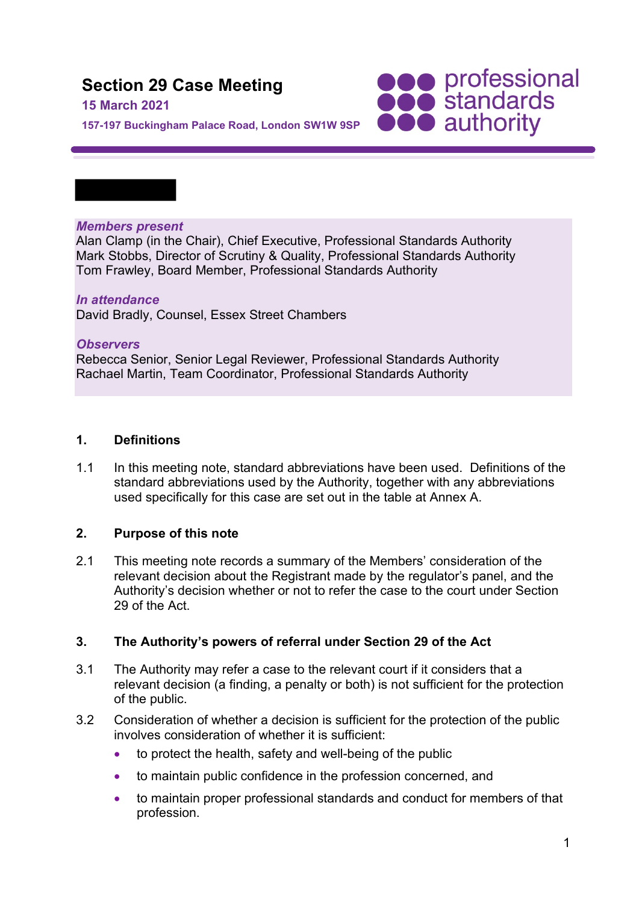# Section 29 Case Meeting

**15 March 2021**

**157-197 Buckingham Palace Road, London SW1W 9SP**

***Members present***
Alan Clamp (in the Chair), Chief Executive, Professional Standards Authority
Mark Stobbs, Director of Scrutiny & Quality, Professional Standards Authority
Tom Frawley, Board Member, Professional Standards Authority

***In attendance***
David Bradly, Counsel, Essex Street Chambers

***Observers***
Rebecca Senior, Senior Legal Reviewer, Professional Standards Authority
Rachael Martin, Team Coordinator, Professional Standards Authority

## 1. Definitions

1.1 In this meeting note, standard abbreviations have been used. Definitions of the standard abbreviations used by the Authority, together with any abbreviations used specifically for this case are set out in the table at Annex A.

## 2. Purpose of this note

2.1 This meeting note records a summary of the Members' consideration of the relevant decision about the Registrant made by the regulator's panel, and the Authority's decision whether or not to refer the case to the court under Section 29 of the Act.

## 3. The Authority's powers of referral under Section 29 of the Act

3.1 The Authority may refer a case to the relevant court if it considers that a relevant decision (a finding, a penalty or both) is not sufficient for the protection of the public.

3.2 Consideration of whether a decision is sufficient for the protection of the public involves consideration of whether it is sufficient:

- to protect the health, safety and well-being of the public
- to maintain public confidence in the profession concerned, and
- to maintain proper professional standards and conduct for members of that profession.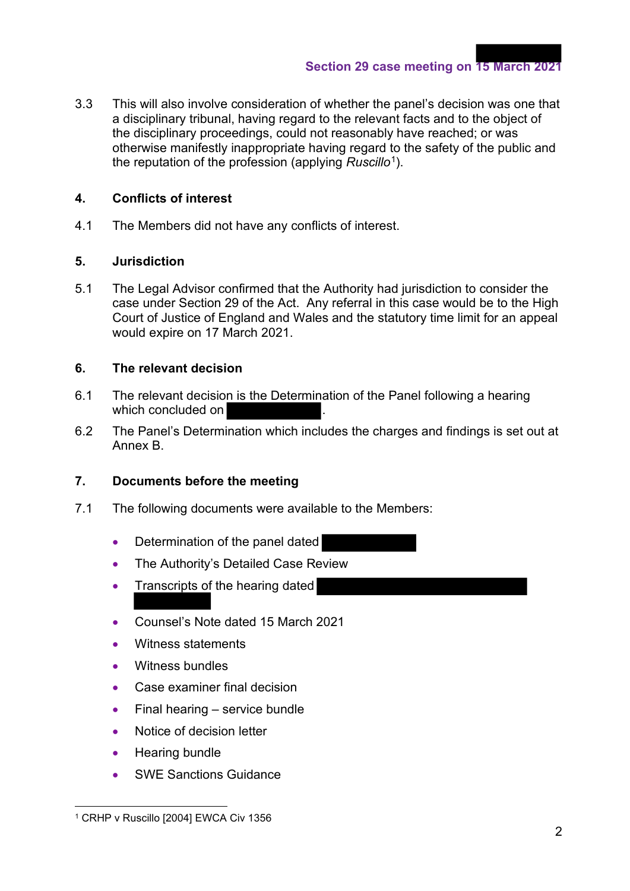3.3 This will also involve consideration of whether the panel's decision was one that a disciplinary tribunal, having regard to the relevant facts and to the object of the disciplinary proceedings, could not reasonably have reached; or was otherwise manifestly inappropriate having regard to the safety of the public and the reputation of the profession (applying *Ruscillo*[1]).

## 4. Conflicts of interest

4.1 The Members did not have any conflicts of interest.

## 5. Jurisdiction

5.1 The Legal Advisor confirmed that the Authority had jurisdiction to consider the case under Section 29 of the Act. Any referral in this case would be to the High Court of Justice of England and Wales and the statutory time limit for an appeal would expire on 17 March 2021.

## 6. The relevant decision

6.1 The relevant decision is the Determination of the Panel following a hearing which concluded on [REDACTED].

6.2 The Panel's Determination which includes the charges and findings is set out at Annex B.

## 7. Documents before the meeting

7.1 The following documents were available to the Members:

- Determination of the panel dated [REDACTED]
- The Authority's Detailed Case Review
- Transcripts of the hearing dated [REDACTED]
- Counsel's Note dated 15 March 2021
- Witness statements
- Witness bundles
- Case examiner final decision
- Final hearing – service bundle
- Notice of decision letter
- Hearing bundle
- SWE Sanctions Guidance

[1] CRHP v Ruscillo [2004] EWCA Civ 1356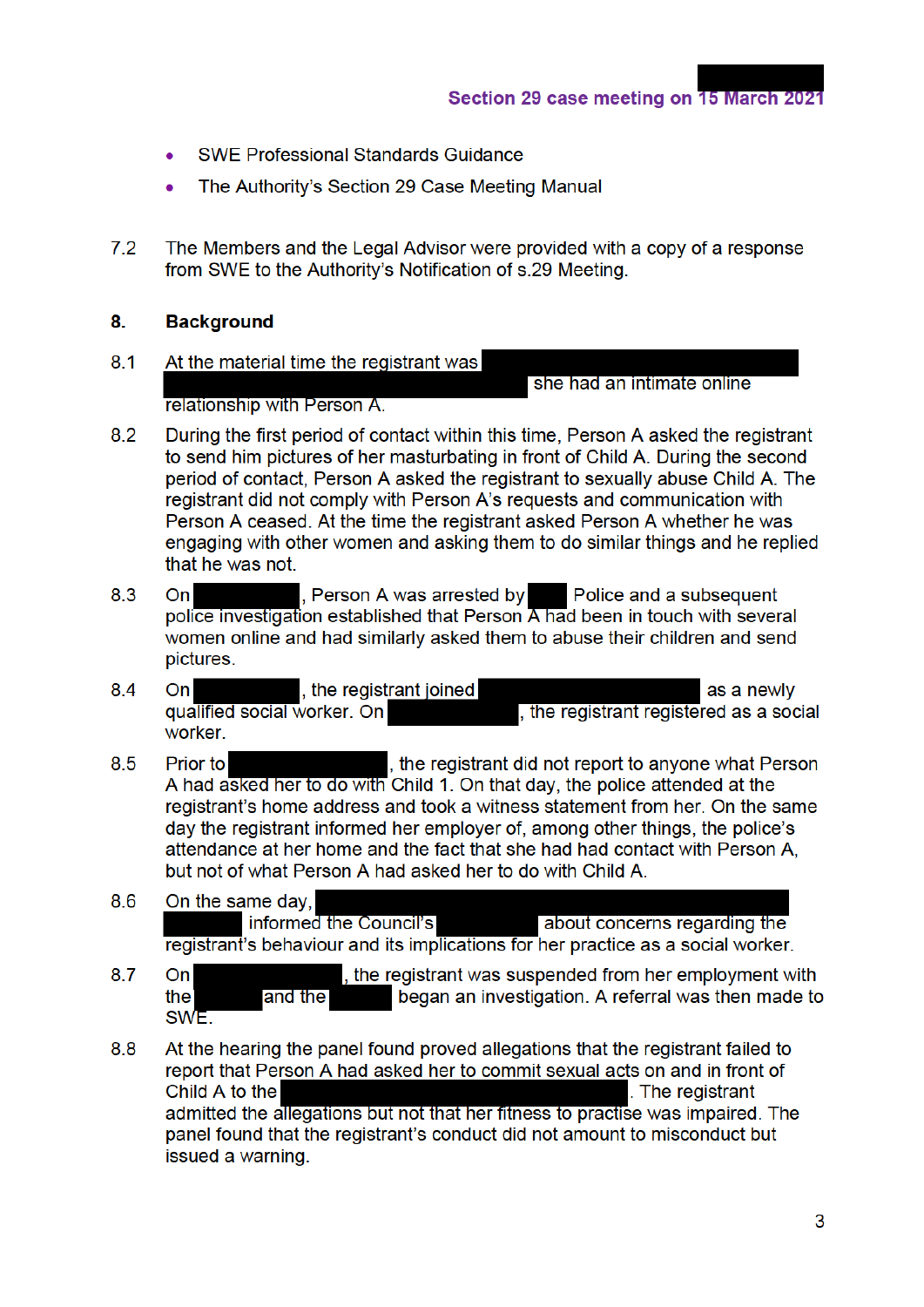- SWE Professional Standards Guidance
- The Authority's Section 29 Case Meeting Manual

7.2 The Members and the Legal Advisor were provided with a copy of a response from SWE to the Authority's Notification of s.29 Meeting.

## 8. Background

8.1 At the material time the registrant was she had an intimate online relationship with Person A.

8.2 During the first period of contact within this time, Person A asked the registrant to send him pictures of her masturbating in front of Child A. During the second period of contact, Person A asked the registrant to sexually abuse Child A. The registrant did not comply with Person A's requests and communication with Person A ceased. At the time the registrant asked Person A whether he was engaging with other women and asking them to do similar things and he replied that he was not.

8.3 On , Person A was arrested by Police and a subsequent police investigation established that Person A had been in touch with several women online and had similarly asked them to abuse their children and send pictures.

8.4 On , the registrant joined as a newly qualified social worker. On , the registrant registered as a social worker.

8.5 Prior to , the registrant did not report to anyone what Person A had asked her to do with Child 1. On that day, the police attended at the registrant's home address and took a witness statement from her. On the same day the registrant informed her employer of, among other things, the police's attendance at her home and the fact that she had had contact with Person A, but not of what Person A had asked her to do with Child A.

8.6 On the same day, informed the Council's about concerns regarding the registrant's behaviour and its implications for her practice as a social worker.

8.7 On , the registrant was suspended from her employment with the and the began an investigation. A referral was then made to SWE.

8.8 At the hearing the panel found proved allegations that the registrant failed to report that Person A had asked her to commit sexual acts on and in front of Child A to the . The registrant admitted the allegations but not that her fitness to practise was impaired. The panel found that the registrant's conduct did not amount to misconduct but issued a warning.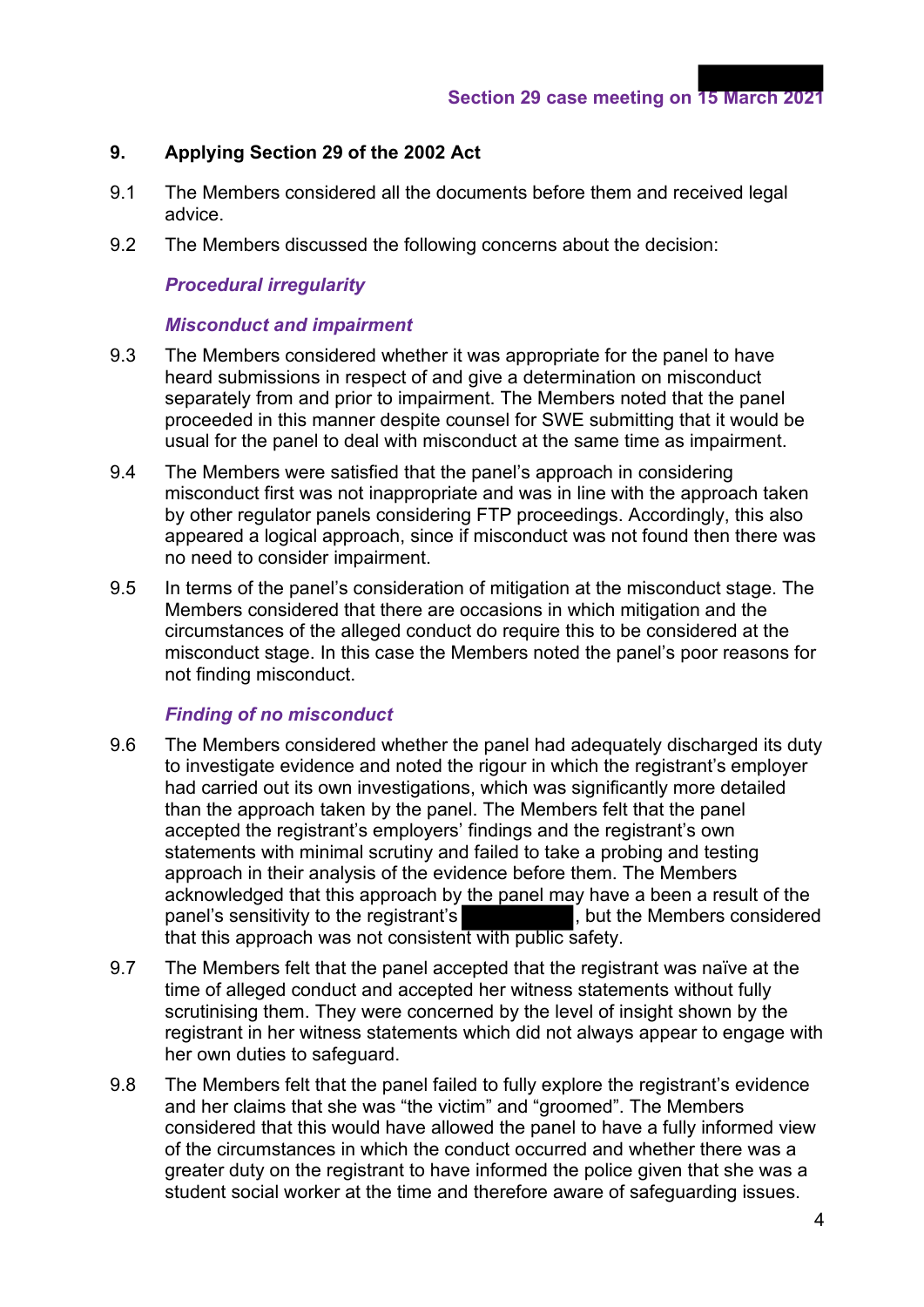## 9. Applying Section 29 of the 2002 Act

9.1 The Members considered all the documents before them and received legal advice.

9.2 The Members discussed the following concerns about the decision:

***Procedural irregularity***

***Misconduct and impairment***

9.3 The Members considered whether it was appropriate for the panel to have heard submissions in respect of and give a determination on misconduct separately from and prior to impairment. The Members noted that the panel proceeded in this manner despite counsel for SWE submitting that it would be usual for the panel to deal with misconduct at the same time as impairment.

9.4 The Members were satisfied that the panel's approach in considering misconduct first was not inappropriate and was in line with the approach taken by other regulator panels considering FTP proceedings. Accordingly, this also appeared a logical approach, since if misconduct was not found then there was no need to consider impairment.

9.5 In terms of the panel's consideration of mitigation at the misconduct stage. The Members considered that there are occasions in which mitigation and the circumstances of the alleged conduct do require this to be considered at the misconduct stage. In this case the Members noted the panel's poor reasons for not finding misconduct.

***Finding of no misconduct***

9.6 The Members considered whether the panel had adequately discharged its duty to investigate evidence and noted the rigour in which the registrant's employer had carried out its own investigations, which was significantly more detailed than the approach taken by the panel. The Members felt that the panel accepted the registrant's employers' findings and the registrant's own statements with minimal scrutiny and failed to take a probing and testing approach in their analysis of the evidence before them. The Members acknowledged that this approach by the panel may have a been a result of the panel's sensitivity to the registrant's [REDACTED], but the Members considered that this approach was not consistent with public safety.

9.7 The Members felt that the panel accepted that the registrant was naïve at the time of alleged conduct and accepted her witness statements without fully scrutinising them. They were concerned by the level of insight shown by the registrant in her witness statements which did not always appear to engage with her own duties to safeguard.

9.8 The Members felt that the panel failed to fully explore the registrant's evidence and her claims that she was "the victim" and "groomed". The Members considered that this would have allowed the panel to have a fully informed view of the circumstances in which the conduct occurred and whether there was a greater duty on the registrant to have informed the police given that she was a student social worker at the time and therefore aware of safeguarding issues.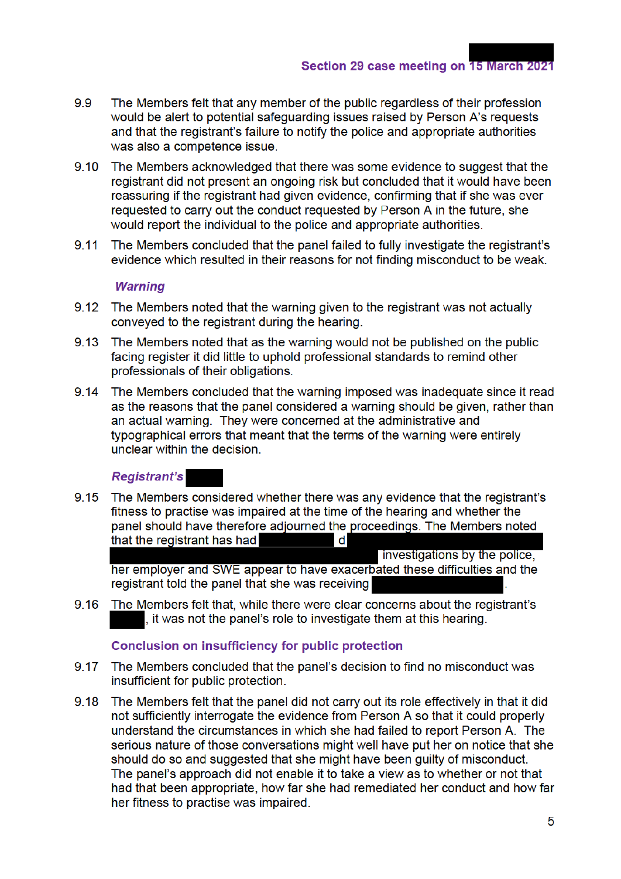9.9 The Members felt that any member of the public regardless of their profession would be alert to potential safeguarding issues raised by Person A's requests and that the registrant's failure to notify the police and appropriate authorities was also a competence issue.

9.10 The Members acknowledged that there was some evidence to suggest that the registrant did not present an ongoing risk but concluded that it would have been reassuring if the registrant had given evidence, confirming that if she was ever requested to carry out the conduct requested by Person A in the future, she would report the individual to the police and appropriate authorities.

9.11 The Members concluded that the panel failed to fully investigate the registrant's evidence which resulted in their reasons for not finding misconduct to be weak.

### *Warning*

9.12 The Members noted that the warning given to the registrant was not actually conveyed to the registrant during the hearing.

9.13 The Members noted that as the warning would not be published on the public facing register it did little to uphold professional standards to remind other professionals of their obligations.

9.14 The Members concluded that the warning imposed was inadequate since it read as the reasons that the panel considered a warning should be given, rather than an actual warning. They were concerned at the administrative and typographical errors that meant that the terms of the warning were entirely unclear within the decision.

### *Registrant's* ██████

9.15 The Members considered whether there was any evidence that the registrant's fitness to practise was impaired at the time of the hearing and whether the panel should have therefore adjourned the proceedings. The Members noted that the registrant has had ██████ d ██████ investigations by the police, her employer and SWE appear to have exacerbated these difficulties and the registrant told the panel that she was receiving ██████.

9.16 The Members felt that, while there were clear concerns about the registrant's ██████, it was not the panel's role to investigate them at this hearing.

### Conclusion on insufficiency for public protection

9.17 The Members concluded that the panel's decision to find no misconduct was insufficient for public protection.

9.18 The Members felt that the panel did not carry out its role effectively in that it did not sufficiently interrogate the evidence from Person A so that it could properly understand the circumstances in which she had failed to report Person A. The serious nature of those conversations might well have put her on notice that she should do so and suggested that she might have been guilty of misconduct. The panel's approach did not enable it to take a view as to whether or not that had that been appropriate, how far she had remediated her conduct and how far her fitness to practise was impaired.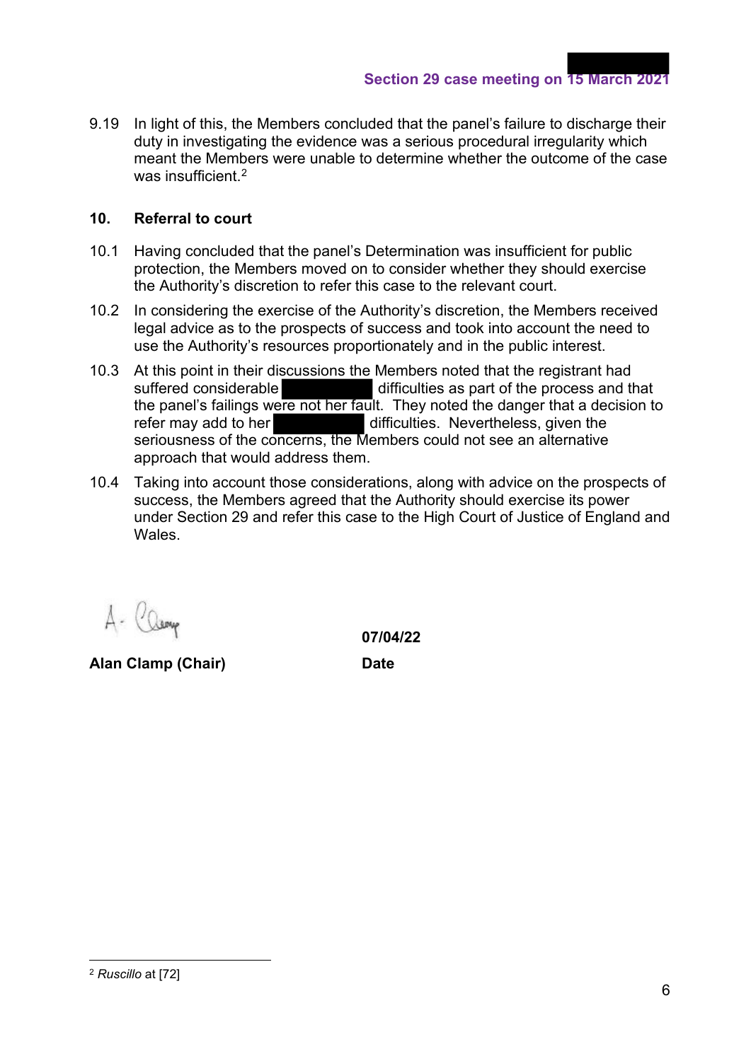9.19 In light of this, the Members concluded that the panel's failure to discharge their duty in investigating the evidence was a serious procedural irregularity which meant the Members were unable to determine whether the outcome of the case was insufficient.[2]

## 10. Referral to court

10.1 Having concluded that the panel's Determination was insufficient for public protection, the Members moved on to consider whether they should exercise the Authority's discretion to refer this case to the relevant court.

10.2 In considering the exercise of the Authority's discretion, the Members received legal advice as to the prospects of success and took into account the need to use the Authority's resources proportionately and in the public interest.

10.3 At this point in their discussions the Members noted that the registrant had suffered considerable [REDACTED] difficulties as part of the process and that the panel's failings were not her fault. They noted the danger that a decision to refer may add to her [REDACTED] difficulties. Nevertheless, given the seriousness of the concerns, the Members could not see an alternative approach that would address them.

10.4 Taking into account those considerations, along with advice on the prospects of success, the Members agreed that the Authority should exercise its power under Section 29 and refer this case to the High Court of Justice of England and Wales.

A. Clamp

**Alan Clamp (Chair)**

**07/04/22**

**Date**

---

[2] *Ruscillo* at [72]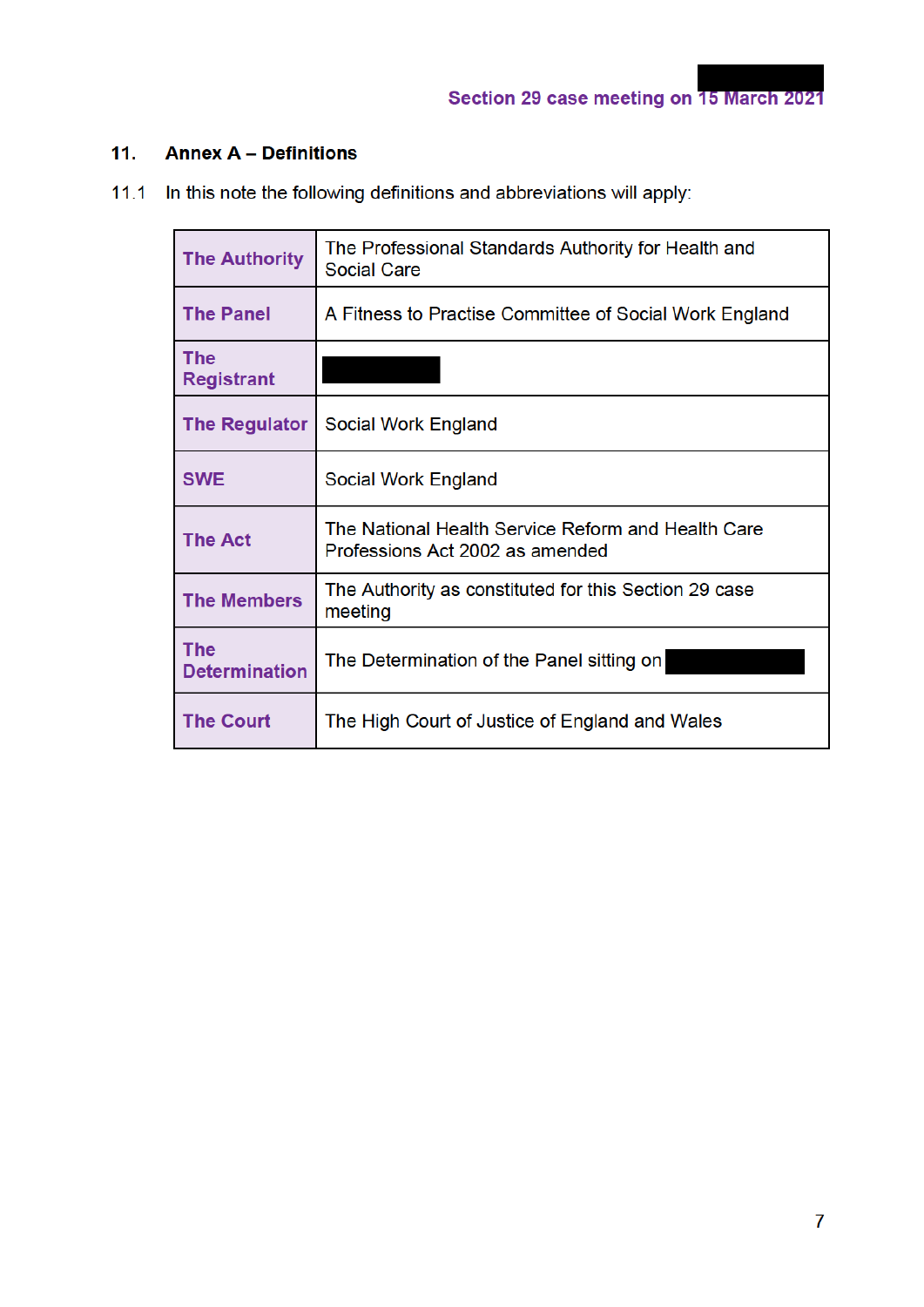## 11. Annex A – Definitions

11.1 In this note the following definitions and abbreviations will apply:

| | |
|---|---|
| **The Authority** | The Professional Standards Authority for Health and Social Care |
| **The Panel** | A Fitness to Practise Committee of Social Work England |
| **The Registrant** | |
| **The Regulator** | Social Work England |
| **SWE** | Social Work England |
| **The Act** | The National Health Service Reform and Health Care Professions Act 2002 as amended |
| **The Members** | The Authority as constituted for this Section 29 case meeting |
| **The Determination** | The Determination of the Panel sitting on |
| **The Court** | The High Court of Justice of England and Wales |